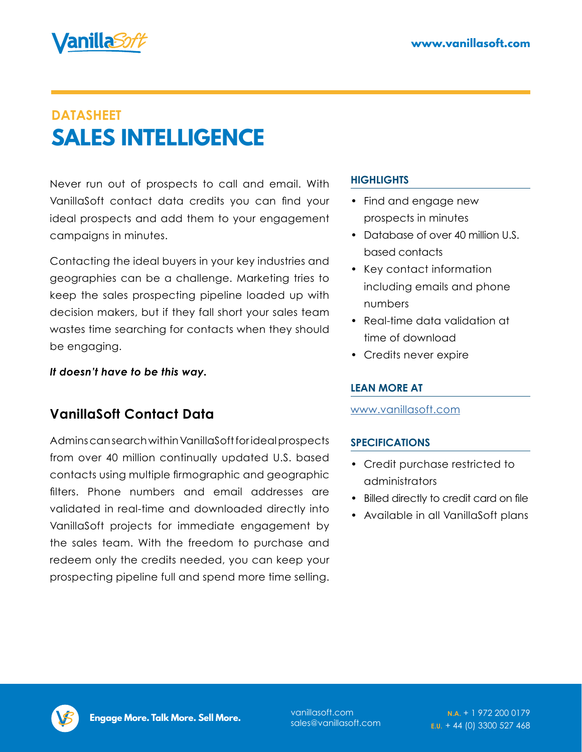# DATASHEET

# SALES INTELLIGENCE

Never run out of prospects to call and email. With VanillaSoft contact data credits you can find your ideal prospects and add them to your engagement campaigns in minutes.

Contacting the ideal buyers in your key industries and geographies can be a challenge. Marketing tries to keep the sales prospecting pipeline loaded up with decision makers, but if they fall short your sales team wastes time searching for contacts when they should be engaging.

***It doesn't have to be this way.***

## VanillaSoft Contact Data

Admins can search within VanillaSoft for ideal prospects from over 40 million continually updated U.S. based contacts using multiple firmographic and geographic filters. Phone numbers and email addresses are validated in real-time and downloaded directly into VanillaSoft projects for immediate engagement by the sales team. With the freedom to purchase and redeem only the credits needed, you can keep your prospecting pipeline full and spend more time selling.

### HIGHLIGHTS

- Find and engage new prospects in minutes
- Database of over 40 million U.S. based contacts
- Key contact information including emails and phone numbers
- Real-time data validation at time of download
- Credits never expire

### LEAN MORE AT

www.vanillasoft.com

### SPECIFICATIONS

- Credit purchase restricted to administrators
- Billed directly to credit card on file
- Available in all VanillaSoft plans

**Engage More. Talk More. Sell More.**

vanillasoft.com
sales@vanillasoft.com

N.A. + 1 972 200 0179
E.U. + 44 (0) 3300 527 468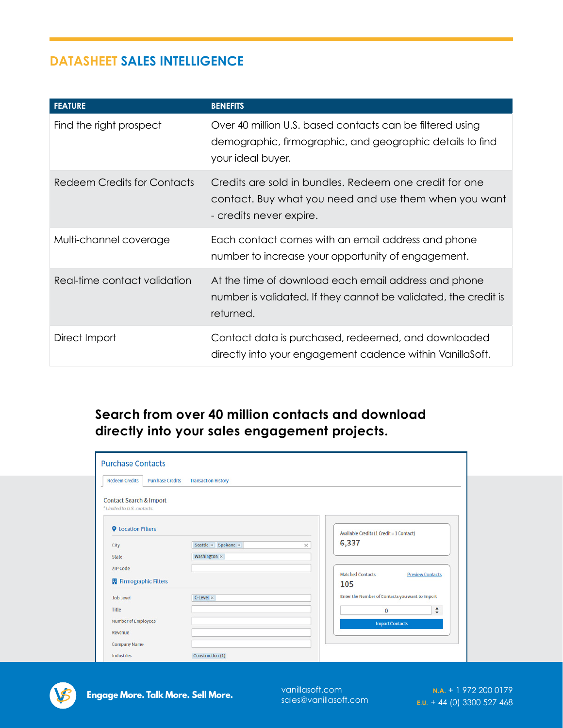**DATASHEET SALES INTELLIGENCE**

| FEATURE | BENEFITS |
|---|---|
| Find the right prospect | Over 40 million U.S. based contacts can be filtered using demographic, firmographic, and geographic details to find your ideal buyer. |
| Redeem Credits for Contacts | Credits are sold in bundles. Redeem one credit for one contact. Buy what you need and use them when you want - credits never expire. |
| Multi-channel coverage | Each contact comes with an email address and phone number to increase your opportunity of engagement. |
| Real-time contact validation | At the time of download each email address and phone number is validated. If they cannot be validated, the credit is returned. |
| Direct Import | Contact data is purchased, redeemed, and downloaded directly into your engagement cadence within VanillaSoft. |

**Search from over 40 million contacts and download directly into your sales engagement projects.**

Purchase Contacts

Redeem Credits | Purchase Credits | Transaction History

Contact Search & Import
*Limited to U.S. contacts.

Location Filters
City: Seattle, Spokane
State: Washington
ZIP Code

Firmographic Filters
Job Level: C-Level
Title
Number of Employees
Revenue
Company Name
Industries: Construction (1)

Available Credits (1 Credit = 1 Contact)
6,337

Matched Contacts — Preview Contacts
105
Enter the Number of Contacts you want to import
0
Import Contacts

**Engage More. Talk More. Sell More.**

vanillasoft.com
sales@vanillasoft.com

N.A. + 1 972 200 0179
E.U. + 44 (0) 3300 527 468